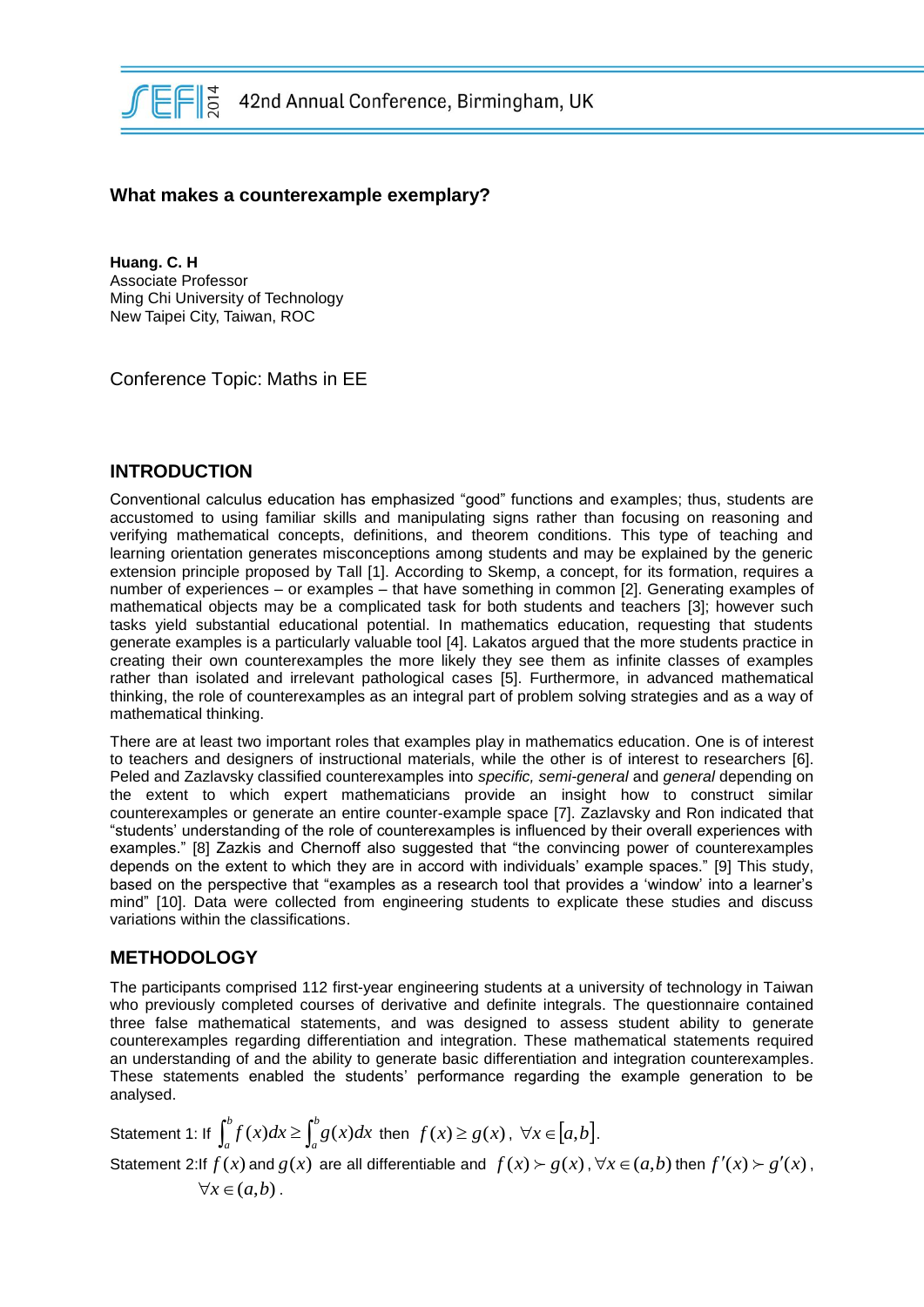### What makes a counterexample exemplary?

**Huang. C. H**
Associate Professor
Ming Chi University of Technology
New Taipei City, Taiwan, ROC

Conference Topic: Maths in EE

## INTRODUCTION

Conventional calculus education has emphasized "good" functions and examples; thus, students are accustomed to using familiar skills and manipulating signs rather than focusing on reasoning and verifying mathematical concepts, definitions, and theorem conditions. This type of teaching and learning orientation generates misconceptions among students and may be explained by the generic extension principle proposed by Tall [1]. According to Skemp, a concept, for its formation, requires a number of experiences – or examples – that have something in common [2]. Generating examples of mathematical objects may be a complicated task for both students and teachers [3]; however such tasks yield substantial educational potential. In mathematics education, requesting that students generate examples is a particularly valuable tool [4]. Lakatos argued that the more students practice in creating their own counterexamples the more likely they see them as infinite classes of examples rather than isolated and irrelevant pathological cases [5]. Furthermore, in advanced mathematical thinking, the role of counterexamples as an integral part of problem solving strategies and as a way of mathematical thinking.

There are at least two important roles that examples play in mathematics education. One is of interest to teachers and designers of instructional materials, while the other is of interest to researchers [6]. Peled and Zazlavsky classified counterexamples into *specific, semi-general* and *general* depending on the extent to which expert mathematicians provide an insight how to construct similar counterexamples or generate an entire counter-example space [7]. Zazlavsky and Ron indicated that "students' understanding of the role of counterexamples is influenced by their overall experiences with examples." [8] Zazkis and Chernoff also suggested that "the convincing power of counterexamples depends on the extent to which they are in accord with individuals' example spaces." [9] This study, based on the perspective that "examples as a research tool that provides a 'window' into a learner's mind" [10]. Data were collected from engineering students to explicate these studies and discuss variations within the classifications.

## METHODOLOGY

The participants comprised 112 first-year engineering students at a university of technology in Taiwan who previously completed courses of derivative and definite integrals. The questionnaire contained three false mathematical statements, and was designed to assess student ability to generate counterexamples regarding differentiation and integration. These mathematical statements required an understanding of and the ability to generate basic differentiation and integration counterexamples. These statements enabled the students' performance regarding the example generation to be analysed.

Statement 1: If $\int_a^b f(x)dx \geq \int_a^b g(x)dx$ then $f(x) \geq g(x)$, $\forall x \in [a,b]$.

Statement 2:If $f(x)$ and $g(x)$ are all differentiable and $f(x) \succ g(x)$, $\forall x \in (a,b)$ then $f'(x) \succ g'(x)$, $\forall x \in (a,b)$.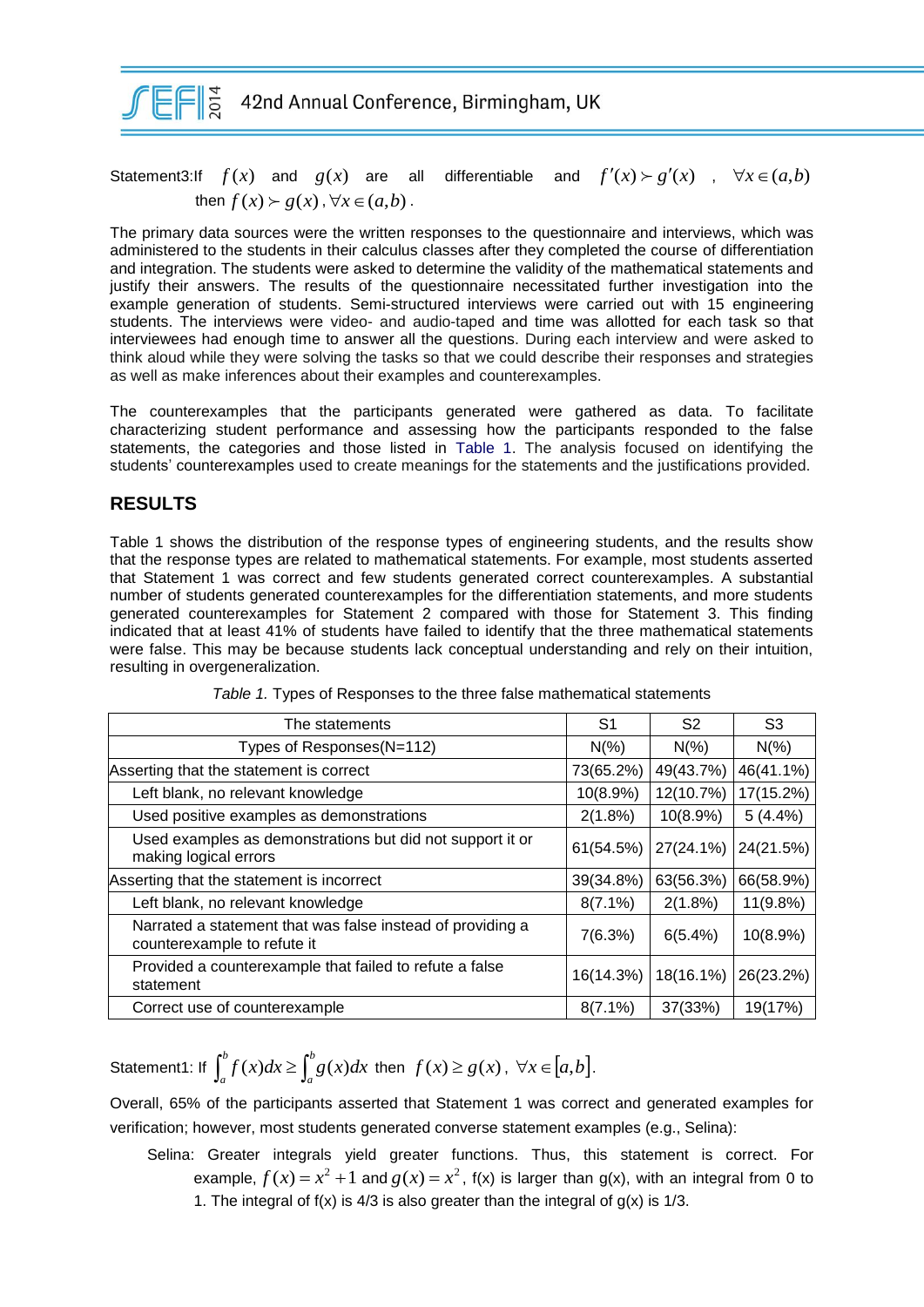Statement3:If $f(x)$ and $g(x)$ are all differentiable and $f'(x) \succ g'(x)$ , $\forall x \in (a,b)$ then $f(x) \succ g(x)$, $\forall x \in (a,b)$.

The primary data sources were the written responses to the questionnaire and interviews, which was administered to the students in their calculus classes after they completed the course of differentiation and integration. The students were asked to determine the validity of the mathematical statements and justify their answers. The results of the questionnaire necessitated further investigation into the example generation of students. Semi-structured interviews were carried out with 15 engineering students. The interviews were video- and audio-taped and time was allotted for each task so that interviewees had enough time to answer all the questions. During each interview and were asked to think aloud while they were solving the tasks so that we could describe their responses and strategies as well as make inferences about their examples and counterexamples.

The counterexamples that the participants generated were gathered as data. To facilitate characterizing student performance and assessing how the participants responded to the false statements, the categories and those listed in Table 1. The analysis focused on identifying the students' counterexamples used to create meanings for the statements and the justifications provided.

## RESULTS

Table 1 shows the distribution of the response types of engineering students, and the results show that the response types are related to mathematical statements. For example, most students asserted that Statement 1 was correct and few students generated correct counterexamples. A substantial number of students generated counterexamples for the differentiation statements, and more students generated counterexamples for Statement 2 compared with those for Statement 3. This finding indicated that at least 41% of students have failed to identify that the three mathematical statements were false. This may be because students lack conceptual understanding and rely on their intuition, resulting in overgeneralization.

*Table 1.* Types of Responses to the three false mathematical statements

| The statements | S1 | S2 | S3 |
|---|---|---|---|
| Types of Responses(N=112) | N(%) | N(%) | N(%) |
| Asserting that the statement is correct | 73(65.2%) | 49(43.7%) | 46(41.1%) |
| Left blank, no relevant knowledge | 10(8.9%) | 12(10.7%) | 17(15.2%) |
| Used positive examples as demonstrations | 2(1.8%) | 10(8.9%) | 5 (4.4%) |
| Used examples as demonstrations but did not support it or making logical errors | 61(54.5%) | 27(24.1%) | 24(21.5%) |
| Asserting that the statement is incorrect | 39(34.8%) | 63(56.3%) | 66(58.9%) |
| Left blank, no relevant knowledge | 8(7.1%) | 2(1.8%) | 11(9.8%) |
| Narrated a statement that was false instead of providing a counterexample to refute it | 7(6.3%) | 6(5.4%) | 10(8.9%) |
| Provided a counterexample that failed to refute a false statement | 16(14.3%) | 18(16.1%) | 26(23.2%) |
| Correct use of counterexample | 8(7.1%) | 37(33%) | 19(17%) |

Statement1: If $\int_a^b f(x)dx \geq \int_a^b g(x)dx$ then $f(x) \geq g(x)$, $\forall x \in [a,b]$.

Overall, 65% of the participants asserted that Statement 1 was correct and generated examples for verification; however, most students generated converse statement examples (e.g., Selina):

> Selina: Greater integrals yield greater functions. Thus, this statement is correct. For example, $f(x) = x^2 + 1$ and $g(x) = x^2$, f(x) is larger than g(x), with an integral from 0 to 1. The integral of f(x) is 4/3 is also greater than the integral of g(x) is 1/3.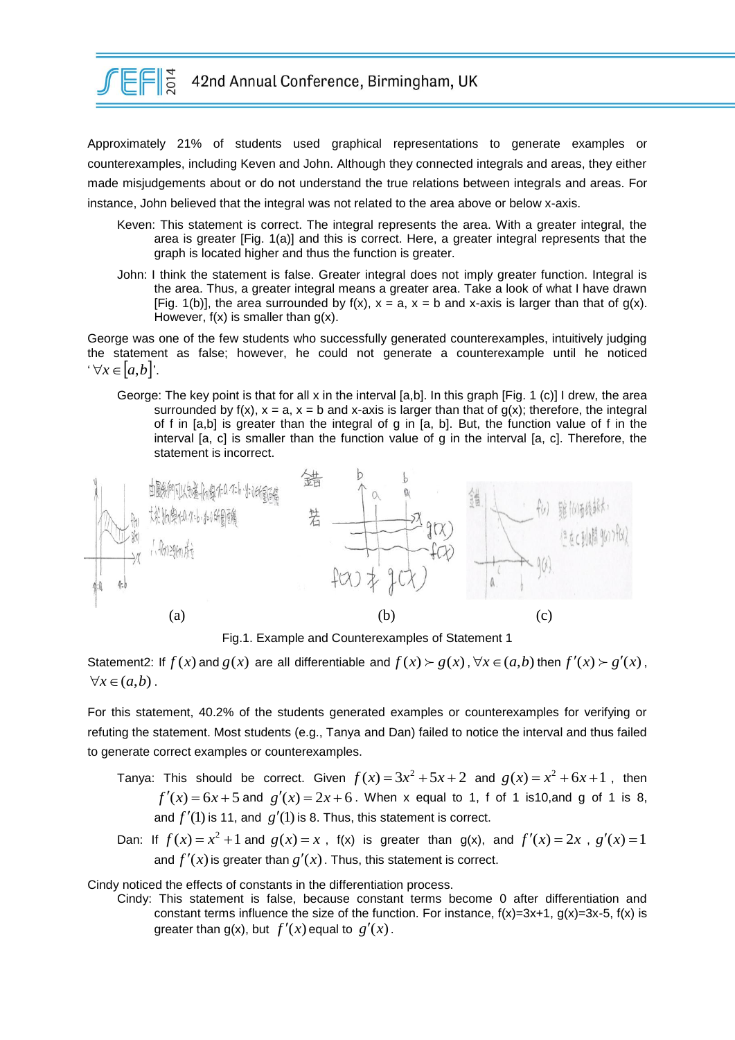Approximately 21% of students used graphical representations to generate examples or counterexamples, including Keven and John. Although they connected integrals and areas, they either made misjudgements about or do not understand the true relations between integrals and areas. For instance, John believed that the integral was not related to the area above or below x-axis.

> Keven: This statement is correct. The integral represents the area. With a greater integral, the area is greater [Fig. 1(a)] and this is correct. Here, a greater integral represents that the graph is located higher and thus the function is greater.

> John: I think the statement is false. Greater integral does not imply greater function. Integral is the area. Thus, a greater integral means a greater area. Take a look of what I have drawn [Fig. 1(b)], the area surrounded by f(x), x = a, x = b and x-axis is larger than that of g(x). However, f(x) is smaller than g(x).

George was one of the few students who successfully generated counterexamples, intuitively judging the statement as false; however, he could not generate a counterexample until he noticed '$\forall x \in [a,b]$'.

> George: The key point is that for all x in the interval [a,b]. In this graph [Fig. 1 (c)] I drew, the area surrounded by f(x), x = a, x = b and x-axis is larger than that of g(x); therefore, the integral of f in [a,b] is greater than the integral of g in [a, b]. But, the function value of f in the interval [a, c] is smaller than the function value of g in the interval [a, c]. Therefore, the statement is incorrect.

(a) (b) (c)

Fig.1. Example and Counterexamples of Statement 1

Statement2: If $f(x)$ and $g(x)$ are all differentiable and $f(x) \succ g(x)$, $\forall x \in (a,b)$ then $f'(x) \succ g'(x)$, $\forall x \in (a,b)$.

For this statement, 40.2% of the students generated examples or counterexamples for verifying or refuting the statement. Most students (e.g., Tanya and Dan) failed to notice the interval and thus failed to generate correct examples or counterexamples.

> Tanya: This should be correct. Given $f(x) = 3x^2 + 5x + 2$ and $g(x) = x^2 + 6x + 1$, then $f'(x) = 6x + 5$ and $g'(x) = 2x + 6$. When x equal to 1, f of 1 is10,and g of 1 is 8, and $f'(1)$ is 11, and $g'(1)$ is 8. Thus, this statement is correct.

> Dan: If $f(x) = x^2 + 1$ and $g(x) = x$, f(x) is greater than g(x), and $f'(x) = 2x$, $g'(x) = 1$ and $f'(x)$ is greater than $g'(x)$. Thus, this statement is correct.

Cindy noticed the effects of constants in the differentiation process.

> Cindy: This statement is false, because constant terms become 0 after differentiation and constant terms influence the size of the function. For instance, f(x)=3x+1, g(x)=3x-5, f(x) is greater than g(x), but $f'(x)$ equal to $g'(x)$.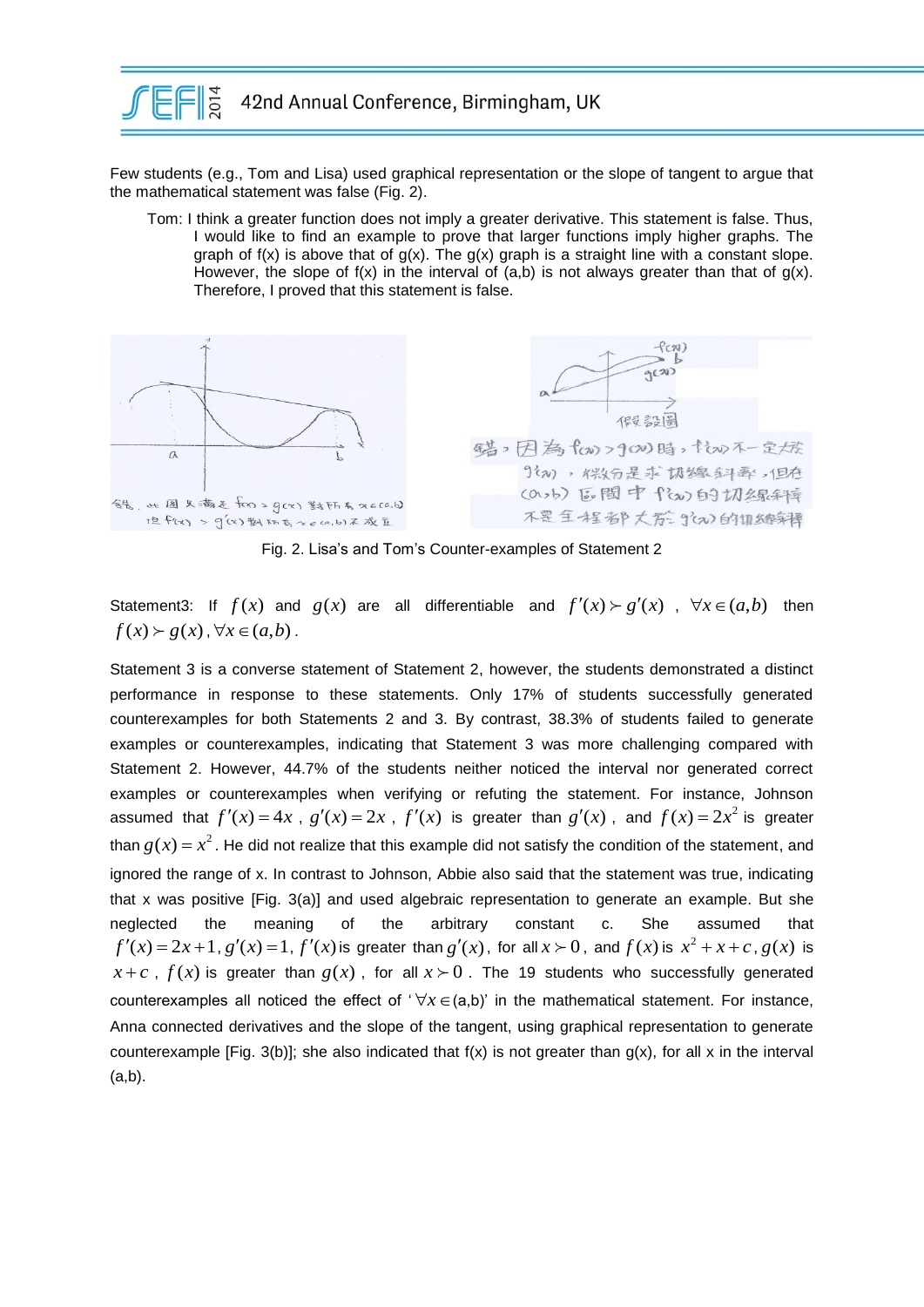Few students (e.g., Tom and Lisa) used graphical representation or the slope of tangent to argue that the mathematical statement was false (Fig. 2).

> Tom: I think a greater function does not imply a greater derivative. This statement is false. Thus, I would like to find an example to prove that larger functions imply higher graphs. The graph of f(x) is above that of g(x). The g(x) graph is a straight line with a constant slope. However, the slope of f(x) in the interval of (a,b) is not always greater than that of g(x). Therefore, I proved that this statement is false.

錯，此圖只滿足 f(x) > g(x) 對所有 x∈(a,b)

但 f'(x) > g'(x) 對所有 x∈(a,b) 不成立

f(x)

b

g(x)

a

假設圖

錯，因為 f(x) > g(x) 時，f'(x) 不一定大於 g'(x)，微分是求切線斜率，但在 (a,b) 區間中 f(x) 的切線斜率不是全程都大於 g(x) 的切線斜率

Fig. 2. Lisa's and Tom's Counter-examples of Statement 2

Statement3: If $f(x)$ and $g(x)$ are all differentiable and $f'(x) \succ g'(x)$, $\forall x \in (a,b)$ then $f(x) \succ g(x), \forall x \in (a,b)$.

Statement 3 is a converse statement of Statement 2, however, the students demonstrated a distinct performance in response to these statements. Only 17% of students successfully generated counterexamples for both Statements 2 and 3. By contrast, 38.3% of students failed to generate examples or counterexamples, indicating that Statement 3 was more challenging compared with Statement 2. However, 44.7% of the students neither noticed the interval nor generated correct examples or counterexamples when verifying or refuting the statement. For instance, Johnson assumed that $f'(x) = 4x$, $g'(x) = 2x$, $f'(x)$ is greater than $g'(x)$, and $f(x) = 2x^2$ is greater than $g(x) = x^2$. He did not realize that this example did not satisfy the condition of the statement, and ignored the range of x. In contrast to Johnson, Abbie also said that the statement was true, indicating that x was positive [Fig. 3(a)] and used algebraic representation to generate an example. But she neglected the meaning of the arbitrary constant c. She assumed that $f'(x) = 2x+1, g'(x) = 1$, $f'(x)$ is greater than $g'(x)$, for all $x \succ 0$, and $f(x)$ is $x^2 + x + c$, $g(x)$ is $x + c$, $f(x)$ is greater than $g(x)$, for all $x \succ 0$. The 19 students who successfully generated counterexamples all noticed the effect of '$\forall x \in$(a,b)' in the mathematical statement. For instance, Anna connected derivatives and the slope of the tangent, using graphical representation to generate counterexample [Fig. 3(b)]; she also indicated that f(x) is not greater than g(x), for all x in the interval (a,b).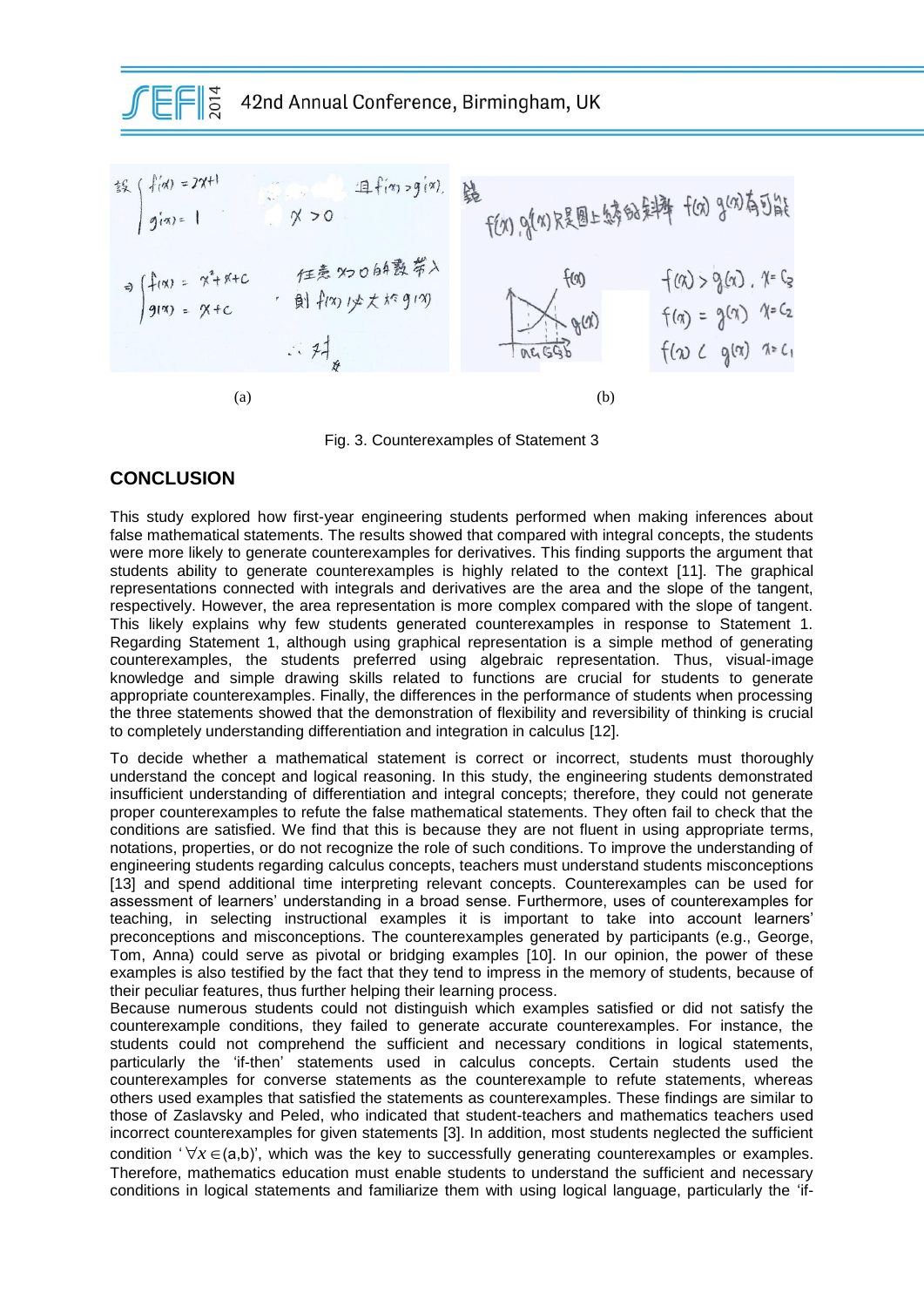(a) (b)

Fig. 3. Counterexamples of Statement 3

## CONCLUSION

This study explored how first-year engineering students performed when making inferences about false mathematical statements. The results showed that compared with integral concepts, the students were more likely to generate counterexamples for derivatives. This finding supports the argument that students ability to generate counterexamples is highly related to the context [11]. The graphical representations connected with integrals and derivatives are the area and the slope of the tangent, respectively. However, the area representation is more complex compared with the slope of tangent. This likely explains why few students generated counterexamples in response to Statement 1. Regarding Statement 1, although using graphical representation is a simple method of generating counterexamples, the students preferred using algebraic representation. Thus, visual-image knowledge and simple drawing skills related to functions are crucial for students to generate appropriate counterexamples. Finally, the differences in the performance of students when processing the three statements showed that the demonstration of flexibility and reversibility of thinking is crucial to completely understanding differentiation and integration in calculus [12].

To decide whether a mathematical statement is correct or incorrect, students must thoroughly understand the concept and logical reasoning. In this study, the engineering students demonstrated insufficient understanding of differentiation and integral concepts; therefore, they could not generate proper counterexamples to refute the false mathematical statements. They often fail to check that the conditions are satisfied. We find that this is because they are not fluent in using appropriate terms, notations, properties, or do not recognize the role of such conditions. To improve the understanding of engineering students regarding calculus concepts, teachers must understand students misconceptions [13] and spend additional time interpreting relevant concepts. Counterexamples can be used for assessment of learners' understanding in a broad sense. Furthermore, uses of counterexamples for teaching, in selecting instructional examples it is important to take into account learners' preconceptions and misconceptions. The counterexamples generated by participants (e.g., George, Tom, Anna) could serve as pivotal or bridging examples [10]. In our opinion, the power of these examples is also testified by the fact that they tend to impress in the memory of students, because of their peculiar features, thus further helping their learning process.

Because numerous students could not distinguish which examples satisfied or did not satisfy the counterexample conditions, they failed to generate accurate counterexamples. For instance, the students could not comprehend the sufficient and necessary conditions in logical statements, particularly the 'if-then' statements used in calculus concepts. Certain students used the counterexamples for converse statements as the counterexample to refute statements, whereas others used examples that satisfied the statements as counterexamples. These findings are similar to those of Zaslavsky and Peled, who indicated that student-teachers and mathematics teachers used incorrect counterexamples for given statements [3]. In addition, most students neglected the sufficient condition '$\forall x \in (a,b)$', which was the key to successfully generating counterexamples or examples. Therefore, mathematics education must enable students to understand the sufficient and necessary conditions in logical statements and familiarize them with using logical language, particularly the 'if-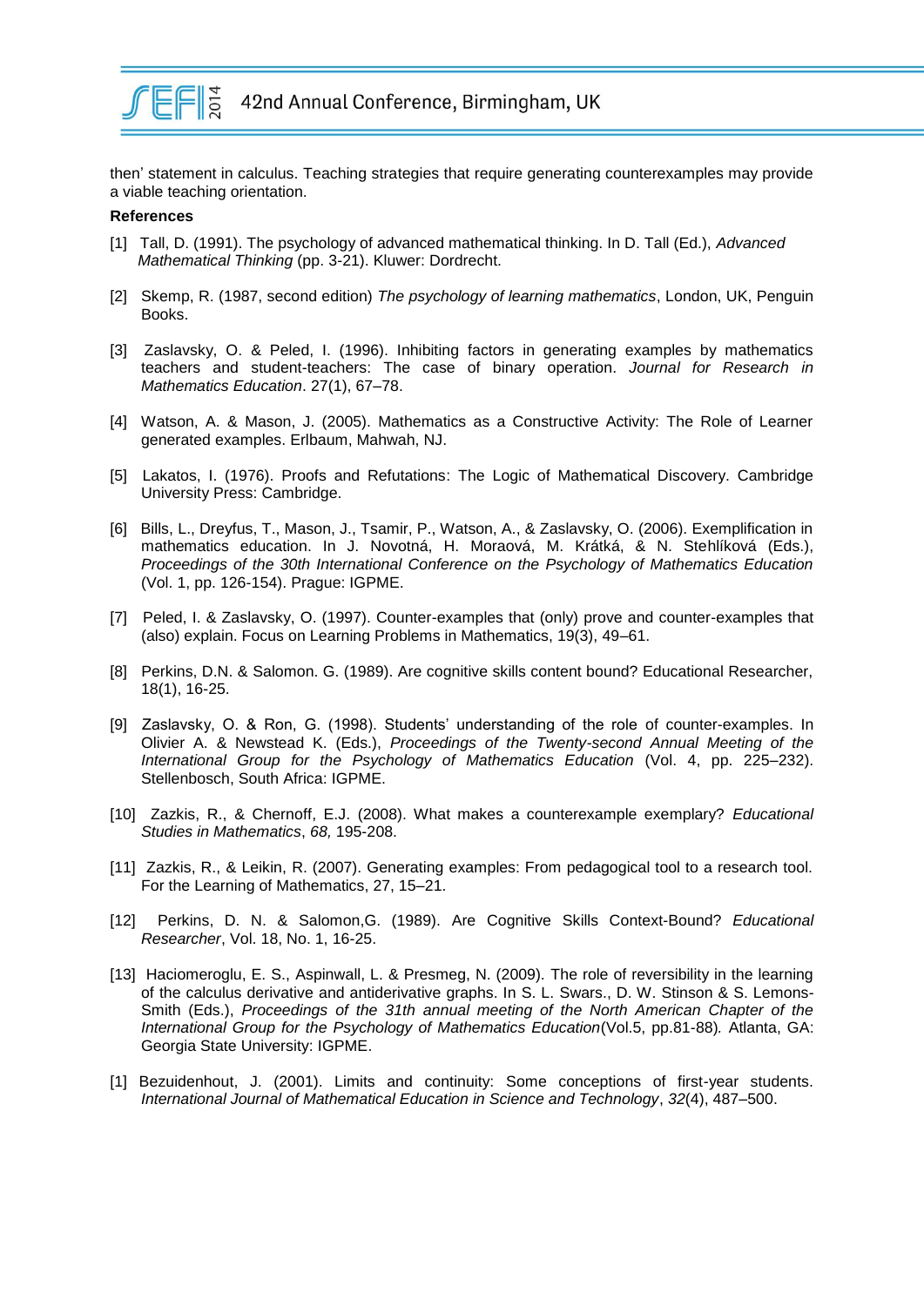then' statement in calculus. Teaching strategies that require generating counterexamples may provide a viable teaching orientation.

**References**

[1] Tall, D. (1991). The psychology of advanced mathematical thinking. In D. Tall (Ed.), *Advanced Mathematical Thinking* (pp. 3-21). Kluwer: Dordrecht.

[2] Skemp, R. (1987, second edition) *The psychology of learning mathematics*, London, UK, Penguin Books.

[3] Zaslavsky, O. & Peled, I. (1996). Inhibiting factors in generating examples by mathematics teachers and student-teachers: The case of binary operation. *Journal for Research in Mathematics Education*. 27(1), 67–78.

[4] Watson, A. & Mason, J. (2005). Mathematics as a Constructive Activity: The Role of Learner generated examples. Erlbaum, Mahwah, NJ.

[5] Lakatos, I. (1976). Proofs and Refutations: The Logic of Mathematical Discovery. Cambridge University Press: Cambridge.

[6] Bills, L., Dreyfus, T., Mason, J., Tsamir, P., Watson, A., & Zaslavsky, O. (2006). Exemplification in mathematics education. In J. Novotná, H. Moraová, M. Krátká, & N. Stehlíková (Eds.), *Proceedings of the 30th International Conference on the Psychology of Mathematics Education* (Vol. 1, pp. 126-154). Prague: IGPME.

[7] Peled, I. & Zaslavsky, O. (1997). Counter-examples that (only) prove and counter-examples that (also) explain. Focus on Learning Problems in Mathematics, 19(3), 49–61.

[8] Perkins, D.N. & Salomon. G. (1989). Are cognitive skills content bound? Educational Researcher, 18(1), 16-25.

[9] Zaslavsky, O. & Ron, G. (1998). Students' understanding of the role of counter-examples. In Olivier A. & Newstead K. (Eds.), *Proceedings of the Twenty-second Annual Meeting of the International Group for the Psychology of Mathematics Education* (Vol. 4, pp. 225–232). Stellenbosch, South Africa: IGPME.

[10] Zazkis, R., & Chernoff, E.J. (2008). What makes a counterexample exemplary? *Educational Studies in Mathematics*, *68,* 195-208.

[11] Zazkis, R., & Leikin, R. (2007). Generating examples: From pedagogical tool to a research tool. For the Learning of Mathematics, 27, 15–21.

[12] Perkins, D. N. & Salomon,G. (1989). Are Cognitive Skills Context-Bound? *Educational Researcher*, Vol. 18, No. 1, 16-25.

[13] Haciomeroglu, E. S., Aspinwall, L. & Presmeg, N. (2009). The role of reversibility in the learning of the calculus derivative and antiderivative graphs. In S. L. Swars., D. W. Stinson & S. Lemons-Smith (Eds.), *Proceedings of the 31th annual meeting of the North American Chapter of the International Group for the Psychology of Mathematics Education*(Vol.5, pp.81-88)*.* Atlanta, GA: Georgia State University: IGPME.

[1] Bezuidenhout, J. (2001). Limits and continuity: Some conceptions of first-year students. *International Journal of Mathematical Education in Science and Technology*, *32*(4), 487–500.